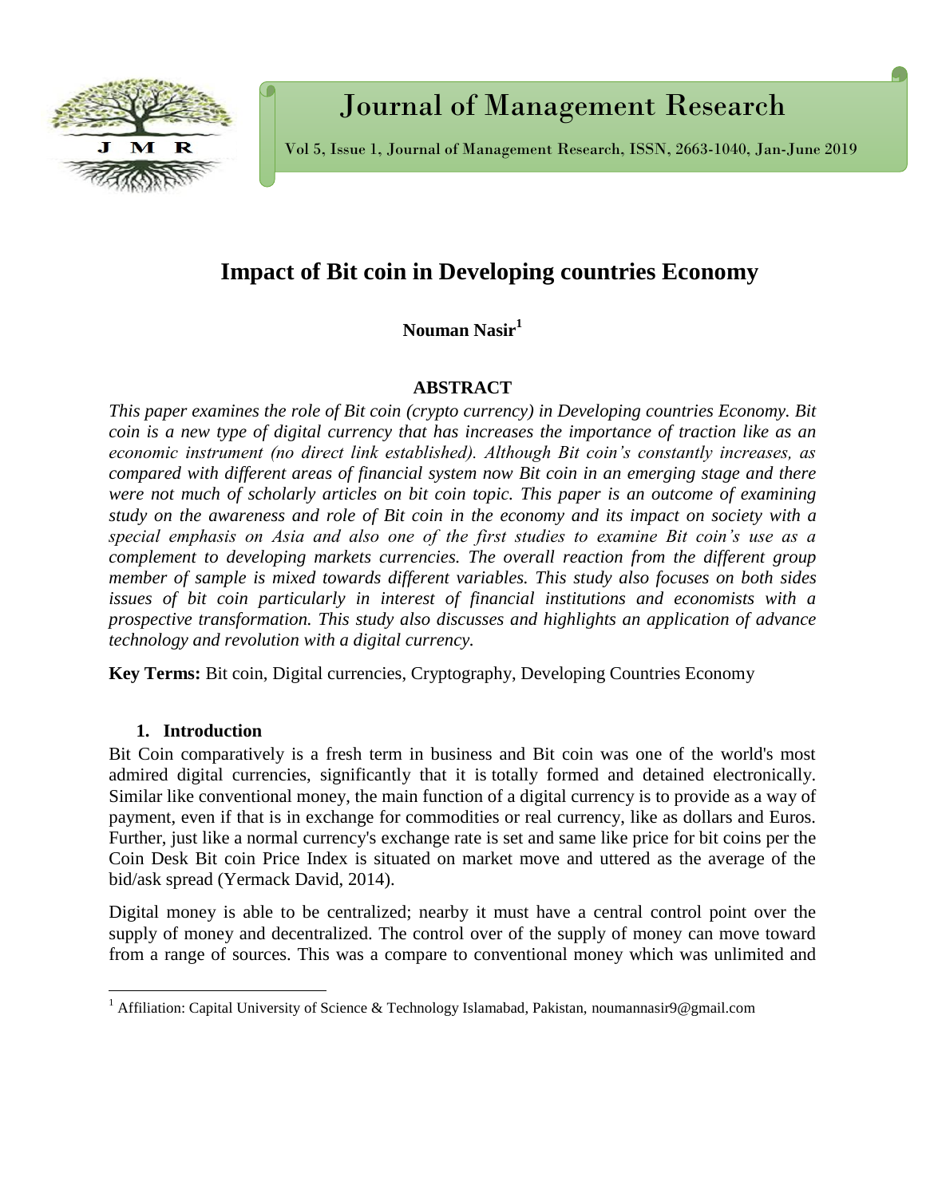# Impact of Bit coin in Developing countries Economy

**Nouman Nasir**[1]

## ABSTRACT

*This paper examines the role of Bit coin (crypto currency) in Developing countries Economy. Bit coin is a new type of digital currency that has increases the importance of traction like as an economic instrument (no direct link established). Although Bit coin's constantly increases, as compared with different areas of financial system now Bit coin in an emerging stage and there were not much of scholarly articles on bit coin topic. This paper is an outcome of examining study on the awareness and role of Bit coin in the economy and its impact on society with a special emphasis on Asia and also one of the first studies to examine Bit coin's use as a complement to developing markets currencies. The overall reaction from the different group member of sample is mixed towards different variables. This study also focuses on both sides issues of bit coin particularly in interest of financial institutions and economists with a prospective transformation. This study also discusses and highlights an application of advance technology and revolution with a digital currency.*

**Key Terms:** Bit coin, Digital currencies, Cryptography, Developing Countries Economy

## 1. Introduction

Bit Coin comparatively is a fresh term in business and Bit coin was one of the world's most admired digital currencies, significantly that it is totally formed and detained electronically. Similar like conventional money, the main function of a digital currency is to provide as a way of payment, even if that is in exchange for commodities or real currency, like as dollars and Euros. Further, just like a normal currency's exchange rate is set and same like price for bit coins per the Coin Desk Bit coin Price Index is situated on market move and uttered as the average of the bid/ask spread (Yermack David, 2014).

Digital money is able to be centralized; nearby it must have a central control point over the supply of money and decentralized. The control over of the supply of money can move toward from a range of sources. This was a compare to conventional money which was unlimited and

[1] Affiliation: Capital University of Science & Technology Islamabad, Pakistan, noumannasir9@gmail.com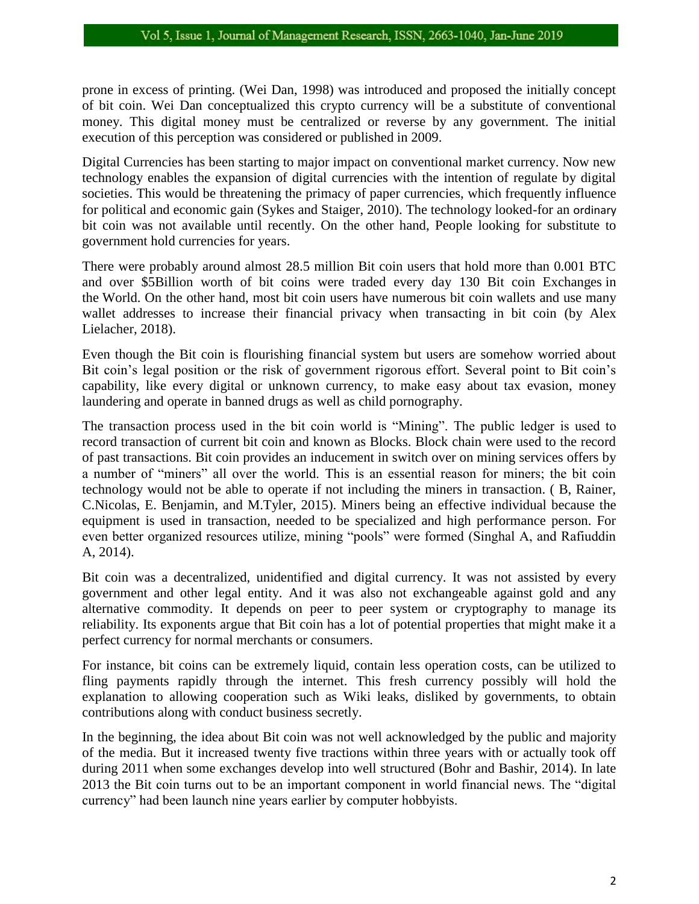prone in excess of printing. (Wei Dan, 1998) was introduced and proposed the initially concept of bit coin. Wei Dan conceptualized this crypto currency will be a substitute of conventional money. This digital money must be centralized or reverse by any government. The initial execution of this perception was considered or published in 2009.

Digital Currencies has been starting to major impact on conventional market currency. Now new technology enables the expansion of digital currencies with the intention of regulate by digital societies. This would be threatening the primacy of paper currencies, which frequently influence for political and economic gain (Sykes and Staiger, 2010). The technology looked-for an ordinary bit coin was not available until recently. On the other hand, People looking for substitute to government hold currencies for years.

There were probably around almost 28.5 million Bit coin users that hold more than 0.001 BTC and over $5Billion worth of bit coins were traded every day 130 Bit coin Exchanges in the World. On the other hand, most bit coin users have numerous bit coin wallets and use many wallet addresses to increase their financial privacy when transacting in bit coin (by Alex Lielacher, 2018).

Even though the Bit coin is flourishing financial system but users are somehow worried about Bit coin's legal position or the risk of government rigorous effort. Several point to Bit coin's capability, like every digital or unknown currency, to make easy about tax evasion, money laundering and operate in banned drugs as well as child pornography.

The transaction process used in the bit coin world is "Mining". The public ledger is used to record transaction of current bit coin and known as Blocks. Block chain were used to the record of past transactions. Bit coin provides an inducement in switch over on mining services offers by a number of "miners" all over the world. This is an essential reason for miners; the bit coin technology would not be able to operate if not including the miners in transaction. ( B, Rainer, C.Nicolas, E. Benjamin, and M.Tyler, 2015). Miners being an effective individual because the equipment is used in transaction, needed to be specialized and high performance person. For even better organized resources utilize, mining "pools" were formed (Singhal A, and Rafiuddin A, 2014).

Bit coin was a decentralized, unidentified and digital currency. It was not assisted by every government and other legal entity. And it was also not exchangeable against gold and any alternative commodity. It depends on peer to peer system or cryptography to manage its reliability. Its exponents argue that Bit coin has a lot of potential properties that might make it a perfect currency for normal merchants or consumers.

For instance, bit coins can be extremely liquid, contain less operation costs, can be utilized to fling payments rapidly through the internet. This fresh currency possibly will hold the explanation to allowing cooperation such as Wiki leaks, disliked by governments, to obtain contributions along with conduct business secretly.

In the beginning, the idea about Bit coin was not well acknowledged by the public and majority of the media. But it increased twenty five tractions within three years with or actually took off during 2011 when some exchanges develop into well structured (Bohr and Bashir, 2014). In late 2013 the Bit coin turns out to be an important component in world financial news. The "digital currency" had been launch nine years earlier by computer hobbyists.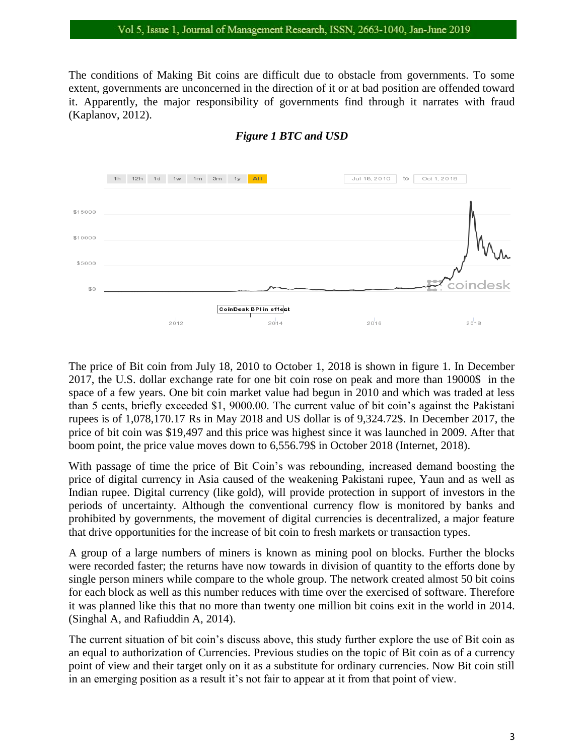The conditions of Making Bit coins are difficult due to obstacle from governments. To some extent, governments are unconcerned in the direction of it or at bad position are offended toward it. Apparently, the major responsibility of governments find through it narrates with fraud (Kaplanov, 2012).

***Figure 1 BTC and USD***

The price of Bit coin from July 18, 2010 to October 1, 2018 is shown in figure 1. In December 2017, the U.S. dollar exchange rate for one bit coin rose on peak and more than 19000$ in the space of a few years. One bit coin market value had begun in 2010 and which was traded at less than 5 cents, briefly exceeded $1, 9000.00. The current value of bit coin's against the Pakistani rupees is of 1,078,170.17 Rs in May 2018 and US dollar is of 9,324.72$. In December 2017, the price of bit coin was $19,497 and this price was highest since it was launched in 2009. After that boom point, the price value moves down to 6,556.79$ in October 2018 (Internet, 2018).

With passage of time the price of Bit Coin's was rebounding, increased demand boosting the price of digital currency in Asia caused of the weakening Pakistani rupee, Yaun and as well as Indian rupee. Digital currency (like gold), will provide protection in support of investors in the periods of uncertainty. Although the conventional currency flow is monitored by banks and prohibited by governments, the movement of digital currencies is decentralized, a major feature that drive opportunities for the increase of bit coin to fresh markets or transaction types.

A group of a large numbers of miners is known as mining pool on blocks. Further the blocks were recorded faster; the returns have now towards in division of quantity to the efforts done by single person miners while compare to the whole group. The network created almost 50 bit coins for each block as well as this number reduces with time over the exercised of software. Therefore it was planned like this that no more than twenty one million bit coins exit in the world in 2014. (Singhal A, and Rafiuddin A, 2014).

The current situation of bit coin's discuss above, this study further explore the use of Bit coin as an equal to authorization of Currencies. Previous studies on the topic of Bit coin as of a currency point of view and their target only on it as a substitute for ordinary currencies. Now Bit coin still in an emerging position as a result it's not fair to appear at it from that point of view.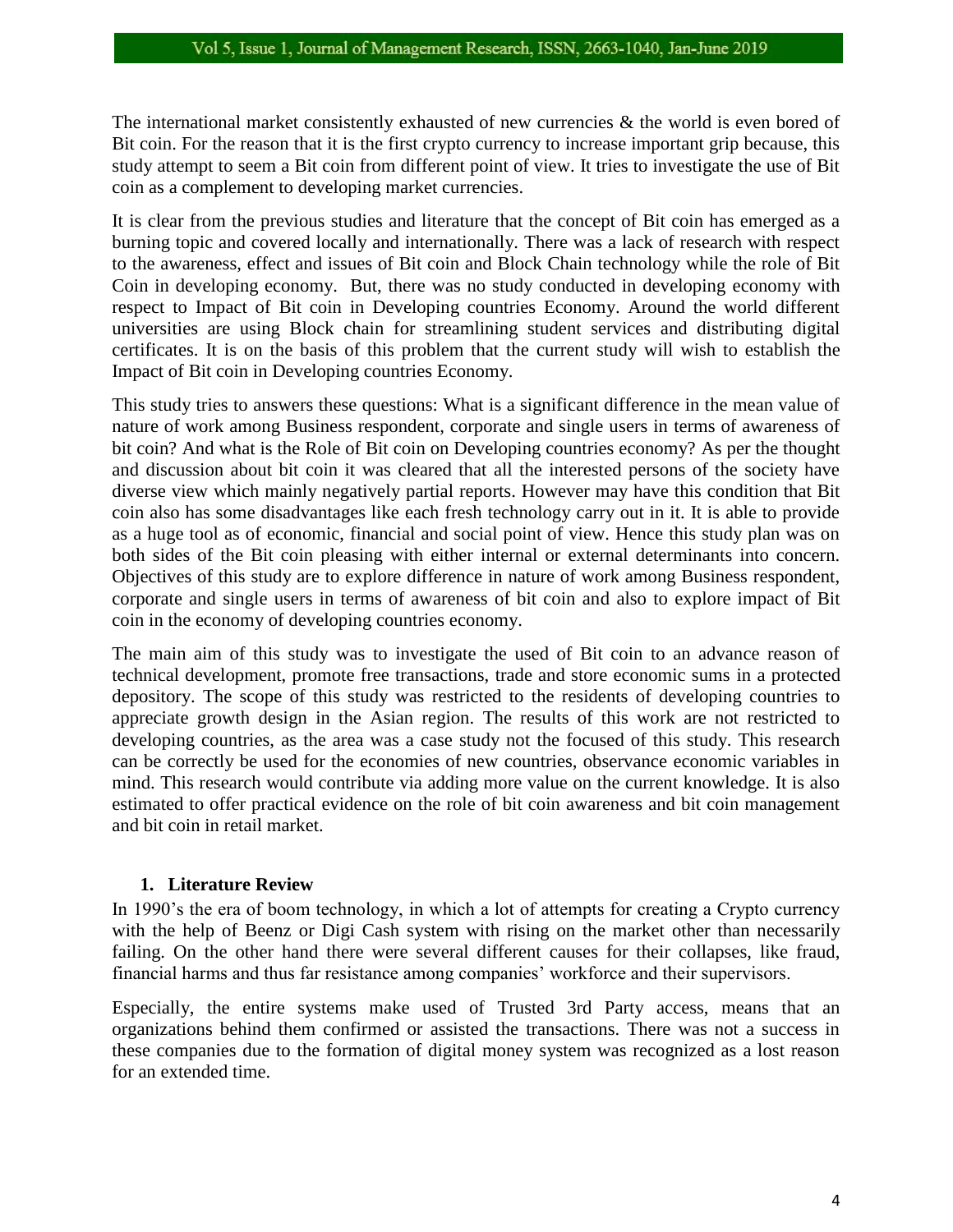The international market consistently exhausted of new currencies & the world is even bored of Bit coin. For the reason that it is the first crypto currency to increase important grip because, this study attempt to seem a Bit coin from different point of view. It tries to investigate the use of Bit coin as a complement to developing market currencies.

It is clear from the previous studies and literature that the concept of Bit coin has emerged as a burning topic and covered locally and internationally. There was a lack of research with respect to the awareness, effect and issues of Bit coin and Block Chain technology while the role of Bit Coin in developing economy. But, there was no study conducted in developing economy with respect to Impact of Bit coin in Developing countries Economy. Around the world different universities are using Block chain for streamlining student services and distributing digital certificates. It is on the basis of this problem that the current study will wish to establish the Impact of Bit coin in Developing countries Economy.

This study tries to answers these questions: What is a significant difference in the mean value of nature of work among Business respondent, corporate and single users in terms of awareness of bit coin? And what is the Role of Bit coin on Developing countries economy? As per the thought and discussion about bit coin it was cleared that all the interested persons of the society have diverse view which mainly negatively partial reports. However may have this condition that Bit coin also has some disadvantages like each fresh technology carry out in it. It is able to provide as a huge tool as of economic, financial and social point of view. Hence this study plan was on both sides of the Bit coin pleasing with either internal or external determinants into concern. Objectives of this study are to explore difference in nature of work among Business respondent, corporate and single users in terms of awareness of bit coin and also to explore impact of Bit coin in the economy of developing countries economy.

The main aim of this study was to investigate the used of Bit coin to an advance reason of technical development, promote free transactions, trade and store economic sums in a protected depository. The scope of this study was restricted to the residents of developing countries to appreciate growth design in the Asian region. The results of this work are not restricted to developing countries, as the area was a case study not the focused of this study. This research can be correctly be used for the economies of new countries, observance economic variables in mind. This research would contribute via adding more value on the current knowledge. It is also estimated to offer practical evidence on the role of bit coin awareness and bit coin management and bit coin in retail market.

## 1. Literature Review

In 1990's the era of boom technology, in which a lot of attempts for creating a Crypto currency with the help of Beenz or Digi Cash system with rising on the market other than necessarily failing. On the other hand there were several different causes for their collapses, like fraud, financial harms and thus far resistance among companies' workforce and their supervisors.

Especially, the entire systems make used of Trusted 3rd Party access, means that an organizations behind them confirmed or assisted the transactions. There was not a success in these companies due to the formation of digital money system was recognized as a lost reason for an extended time.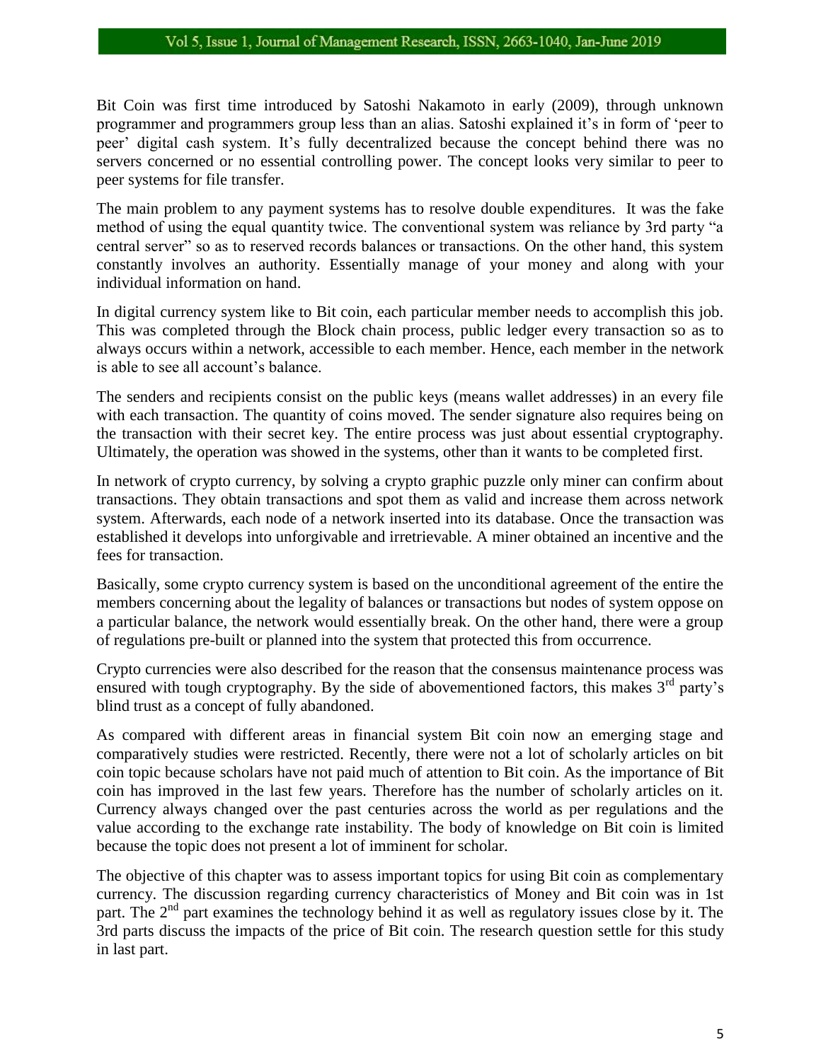Bit Coin was first time introduced by Satoshi Nakamoto in early (2009), through unknown programmer and programmers group less than an alias. Satoshi explained it's in form of 'peer to peer' digital cash system. It's fully decentralized because the concept behind there was no servers concerned or no essential controlling power. The concept looks very similar to peer to peer systems for file transfer.

The main problem to any payment systems has to resolve double expenditures. It was the fake method of using the equal quantity twice. The conventional system was reliance by 3rd party "a central server" so as to reserved records balances or transactions. On the other hand, this system constantly involves an authority. Essentially manage of your money and along with your individual information on hand.

In digital currency system like to Bit coin, each particular member needs to accomplish this job. This was completed through the Block chain process, public ledger every transaction so as to always occurs within a network, accessible to each member. Hence, each member in the network is able to see all account's balance.

The senders and recipients consist on the public keys (means wallet addresses) in an every file with each transaction. The quantity of coins moved. The sender signature also requires being on the transaction with their secret key. The entire process was just about essential cryptography. Ultimately, the operation was showed in the systems, other than it wants to be completed first.

In network of crypto currency, by solving a crypto graphic puzzle only miner can confirm about transactions. They obtain transactions and spot them as valid and increase them across network system. Afterwards, each node of a network inserted into its database. Once the transaction was established it develops into unforgivable and irretrievable. A miner obtained an incentive and the fees for transaction.

Basically, some crypto currency system is based on the unconditional agreement of the entire the members concerning about the legality of balances or transactions but nodes of system oppose on a particular balance, the network would essentially break. On the other hand, there were a group of regulations pre-built or planned into the system that protected this from occurrence.

Crypto currencies were also described for the reason that the consensus maintenance process was ensured with tough cryptography. By the side of abovementioned factors, this makes 3rd party's blind trust as a concept of fully abandoned.

As compared with different areas in financial system Bit coin now an emerging stage and comparatively studies were restricted. Recently, there were not a lot of scholarly articles on bit coin topic because scholars have not paid much of attention to Bit coin. As the importance of Bit coin has improved in the last few years. Therefore has the number of scholarly articles on it. Currency always changed over the past centuries across the world as per regulations and the value according to the exchange rate instability. The body of knowledge on Bit coin is limited because the topic does not present a lot of imminent for scholar.

The objective of this chapter was to assess important topics for using Bit coin as complementary currency. The discussion regarding currency characteristics of Money and Bit coin was in 1st part. The 2nd part examines the technology behind it as well as regulatory issues close by it. The 3rd parts discuss the impacts of the price of Bit coin. The research question settle for this study in last part.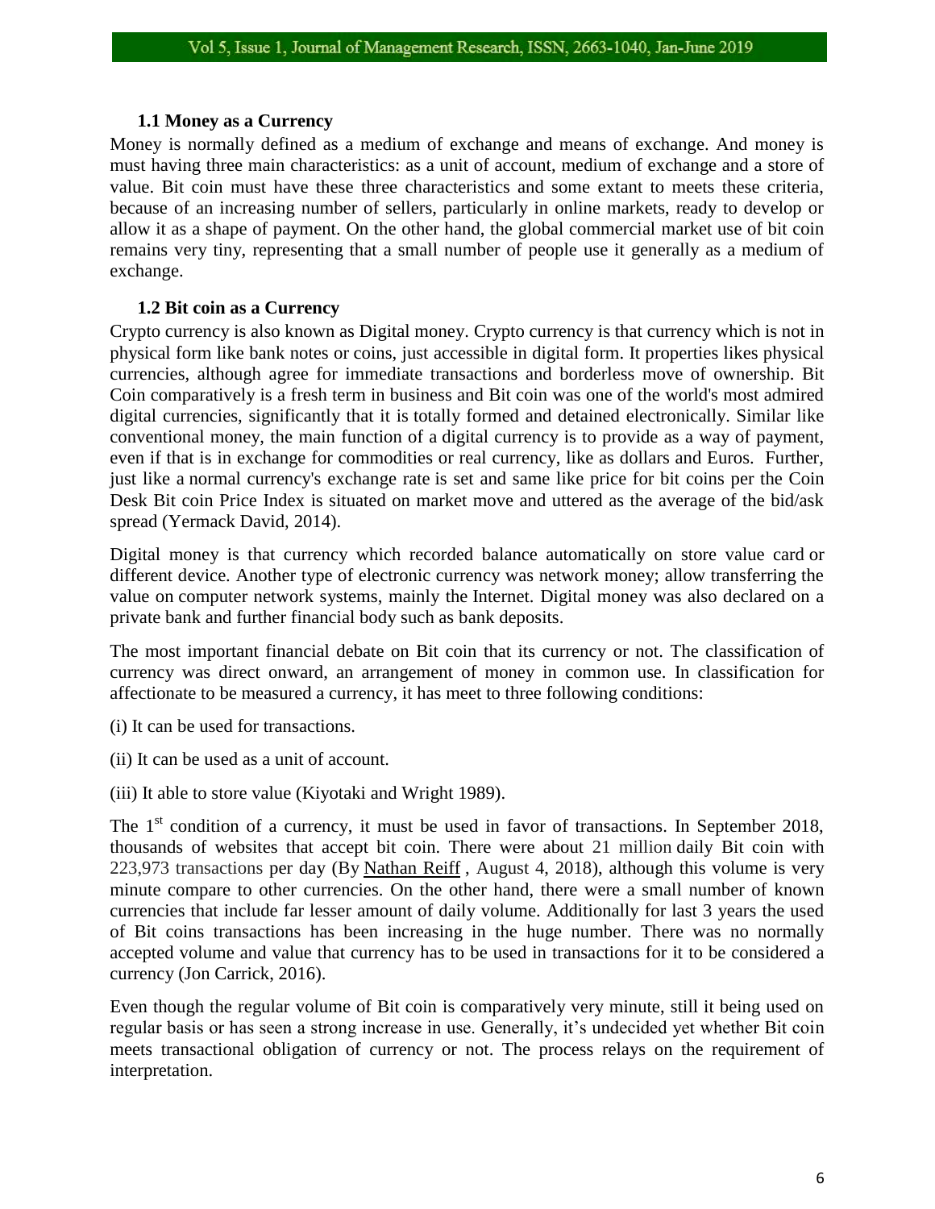### 1.1 Money as a Currency

Money is normally defined as a medium of exchange and means of exchange. And money is must having three main characteristics: as a unit of account, medium of exchange and a store of value. Bit coin must have these three characteristics and some extant to meets these criteria, because of an increasing number of sellers, particularly in online markets, ready to develop or allow it as a shape of payment. On the other hand, the global commercial market use of bit coin remains very tiny, representing that a small number of people use it generally as a medium of exchange.

### 1.2 Bit coin as a Currency

Crypto currency is also known as Digital money. Crypto currency is that currency which is not in physical form like bank notes or coins, just accessible in digital form. It properties likes physical currencies, although agree for immediate transactions and borderless move of ownership. Bit Coin comparatively is a fresh term in business and Bit coin was one of the world's most admired digital currencies, significantly that it is totally formed and detained electronically. Similar like conventional money, the main function of a digital currency is to provide as a way of payment, even if that is in exchange for commodities or real currency, like as dollars and Euros. Further, just like a normal currency's exchange rate is set and same like price for bit coins per the Coin Desk Bit coin Price Index is situated on market move and uttered as the average of the bid/ask spread (Yermack David, 2014).

Digital money is that currency which recorded balance automatically on store value card or different device. Another type of electronic currency was network money; allow transferring the value on computer network systems, mainly the Internet. Digital money was also declared on a private bank and further financial body such as bank deposits.

The most important financial debate on Bit coin that its currency or not. The classification of currency was direct onward, an arrangement of money in common use. In classification for affectionate to be measured a currency, it has meet to three following conditions:

(i) It can be used for transactions.

(ii) It can be used as a unit of account.

(iii) It able to store value (Kiyotaki and Wright 1989).

The 1st condition of a currency, it must be used in favor of transactions. In September 2018, thousands of websites that accept bit coin. There were about 21 million daily Bit coin with 223,973 transactions per day (By Nathan Reiff , August 4, 2018), although this volume is very minute compare to other currencies. On the other hand, there were a small number of known currencies that include far lesser amount of daily volume. Additionally for last 3 years the used of Bit coins transactions has been increasing in the huge number. There was no normally accepted volume and value that currency has to be used in transactions for it to be considered a currency (Jon Carrick, 2016).

Even though the regular volume of Bit coin is comparatively very minute, still it being used on regular basis or has seen a strong increase in use. Generally, it's undecided yet whether Bit coin meets transactional obligation of currency or not. The process relays on the requirement of interpretation.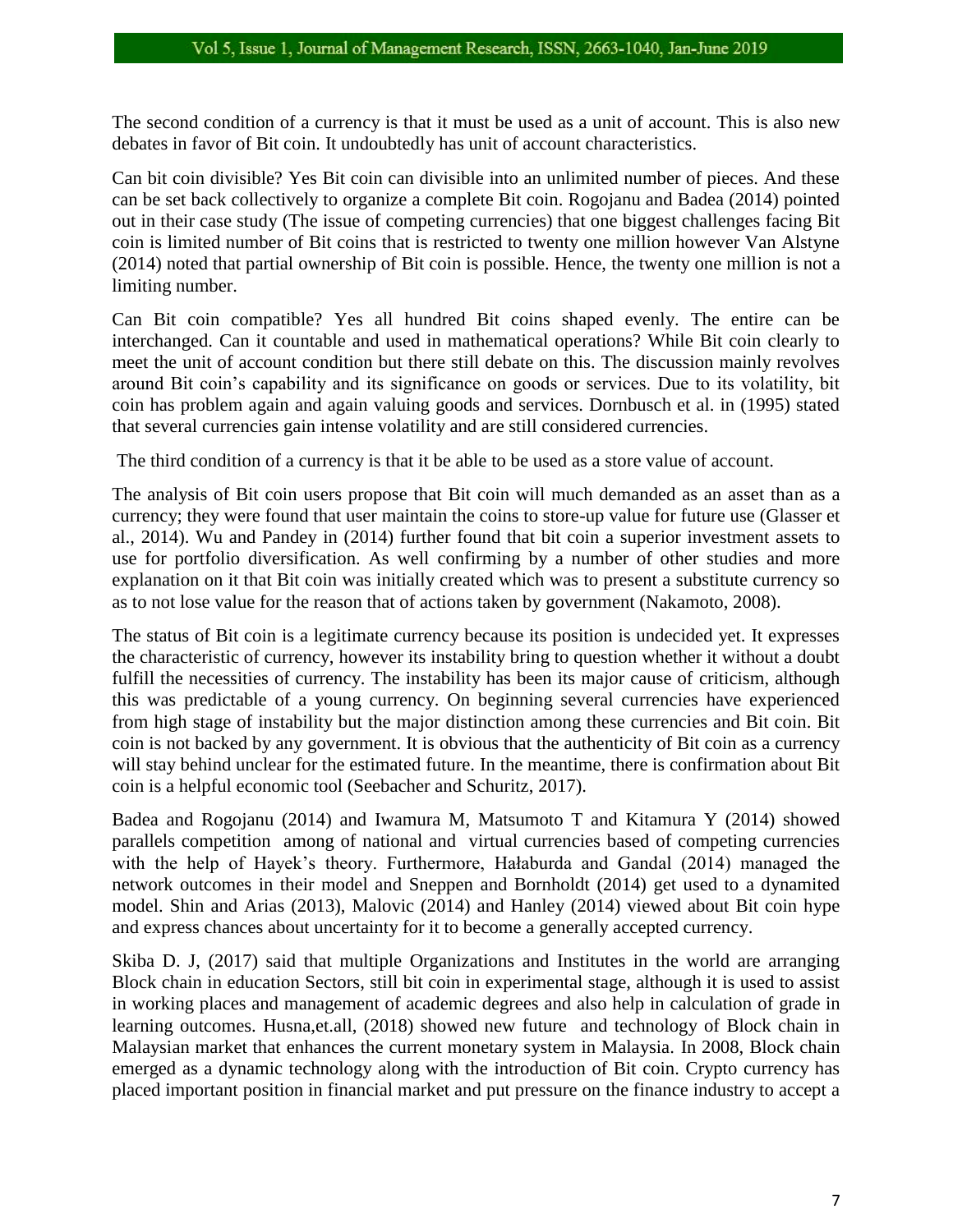The second condition of a currency is that it must be used as a unit of account. This is also new debates in favor of Bit coin. It undoubtedly has unit of account characteristics.

Can bit coin divisible? Yes Bit coin can divisible into an unlimited number of pieces. And these can be set back collectively to organize a complete Bit coin. Rogojanu and Badea (2014) pointed out in their case study (The issue of competing currencies) that one biggest challenges facing Bit coin is limited number of Bit coins that is restricted to twenty one million however Van Alstyne (2014) noted that partial ownership of Bit coin is possible. Hence, the twenty one million is not a limiting number.

Can Bit coin compatible? Yes all hundred Bit coins shaped evenly. The entire can be interchanged. Can it countable and used in mathematical operations? While Bit coin clearly to meet the unit of account condition but there still debate on this. The discussion mainly revolves around Bit coin's capability and its significance on goods or services. Due to its volatility, bit coin has problem again and again valuing goods and services. Dornbusch et al. in (1995) stated that several currencies gain intense volatility and are still considered currencies.

The third condition of a currency is that it be able to be used as a store value of account.

The analysis of Bit coin users propose that Bit coin will much demanded as an asset than as a currency; they were found that user maintain the coins to store-up value for future use (Glasser et al., 2014). Wu and Pandey in (2014) further found that bit coin a superior investment assets to use for portfolio diversification. As well confirming by a number of other studies and more explanation on it that Bit coin was initially created which was to present a substitute currency so as to not lose value for the reason that of actions taken by government (Nakamoto, 2008).

The status of Bit coin is a legitimate currency because its position is undecided yet. It expresses the characteristic of currency, however its instability bring to question whether it without a doubt fulfill the necessities of currency. The instability has been its major cause of criticism, although this was predictable of a young currency. On beginning several currencies have experienced from high stage of instability but the major distinction among these currencies and Bit coin. Bit coin is not backed by any government. It is obvious that the authenticity of Bit coin as a currency will stay behind unclear for the estimated future. In the meantime, there is confirmation about Bit coin is a helpful economic tool (Seebacher and Schuritz, 2017).

Badea and Rogojanu (2014) and Iwamura M, Matsumoto T and Kitamura Y (2014) showed parallels competition among of national and virtual currencies based of competing currencies with the help of Hayek's theory. Furthermore, Hałaburda and Gandal (2014) managed the network outcomes in their model and Sneppen and Bornholdt (2014) get used to a dynamited model. Shin and Arias (2013), Malovic (2014) and Hanley (2014) viewed about Bit coin hype and express chances about uncertainty for it to become a generally accepted currency.

Skiba D. J, (2017) said that multiple Organizations and Institutes in the world are arranging Block chain in education Sectors, still bit coin in experimental stage, although it is used to assist in working places and management of academic degrees and also help in calculation of grade in learning outcomes. Husna,et.all, (2018) showed new future and technology of Block chain in Malaysian market that enhances the current monetary system in Malaysia. In 2008, Block chain emerged as a dynamic technology along with the introduction of Bit coin. Crypto currency has placed important position in financial market and put pressure on the finance industry to accept a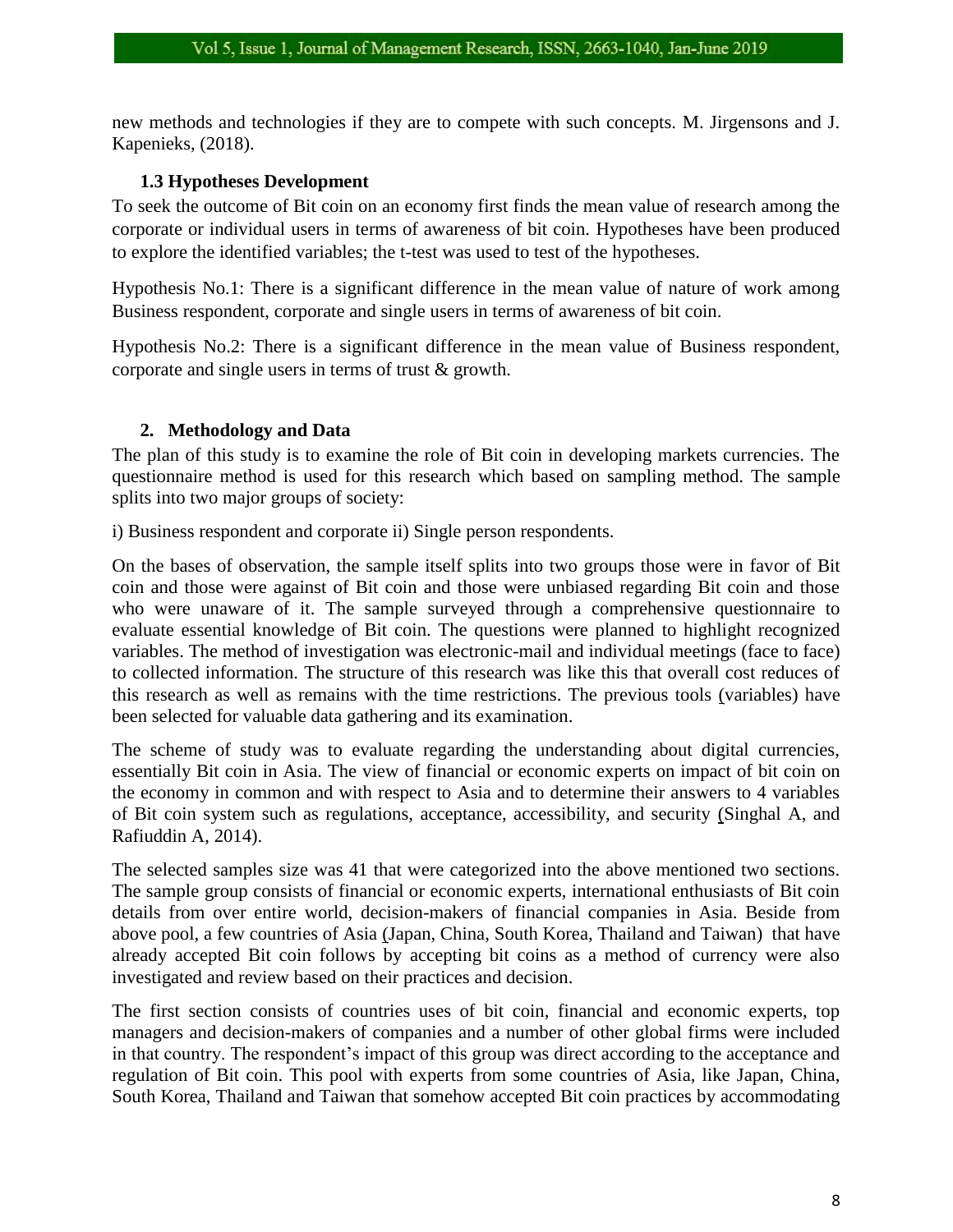new methods and technologies if they are to compete with such concepts. M. Jirgensons and J. Kapenieks, (2018).

### 1.3 Hypotheses Development

To seek the outcome of Bit coin on an economy first finds the mean value of research among the corporate or individual users in terms of awareness of bit coin. Hypotheses have been produced to explore the identified variables; the t-test was used to test of the hypotheses.

Hypothesis No.1: There is a significant difference in the mean value of nature of work among Business respondent, corporate and single users in terms of awareness of bit coin.

Hypothesis No.2: There is a significant difference in the mean value of Business respondent, corporate and single users in terms of trust & growth.

## 2. Methodology and Data

The plan of this study is to examine the role of Bit coin in developing markets currencies. The questionnaire method is used for this research which based on sampling method. The sample splits into two major groups of society:

i) Business respondent and corporate ii) Single person respondents.

On the bases of observation, the sample itself splits into two groups those were in favor of Bit coin and those were against of Bit coin and those were unbiased regarding Bit coin and those who were unaware of it. The sample surveyed through a comprehensive questionnaire to evaluate essential knowledge of Bit coin. The questions were planned to highlight recognized variables. The method of investigation was electronic-mail and individual meetings (face to face) to collected information. The structure of this research was like this that overall cost reduces of this research as well as remains with the time restrictions. The previous tools (variables) have been selected for valuable data gathering and its examination.

The scheme of study was to evaluate regarding the understanding about digital currencies, essentially Bit coin in Asia. The view of financial or economic experts on impact of bit coin on the economy in common and with respect to Asia and to determine their answers to 4 variables of Bit coin system such as regulations, acceptance, accessibility, and security (Singhal A, and Rafiuddin A, 2014).

The selected samples size was 41 that were categorized into the above mentioned two sections. The sample group consists of financial or economic experts, international enthusiasts of Bit coin details from over entire world, decision-makers of financial companies in Asia. Beside from above pool, a few countries of Asia (Japan, China, South Korea, Thailand and Taiwan) that have already accepted Bit coin follows by accepting bit coins as a method of currency were also investigated and review based on their practices and decision.

The first section consists of countries uses of bit coin, financial and economic experts, top managers and decision-makers of companies and a number of other global firms were included in that country. The respondent's impact of this group was direct according to the acceptance and regulation of Bit coin. This pool with experts from some countries of Asia, like Japan, China, South Korea, Thailand and Taiwan that somehow accepted Bit coin practices by accommodating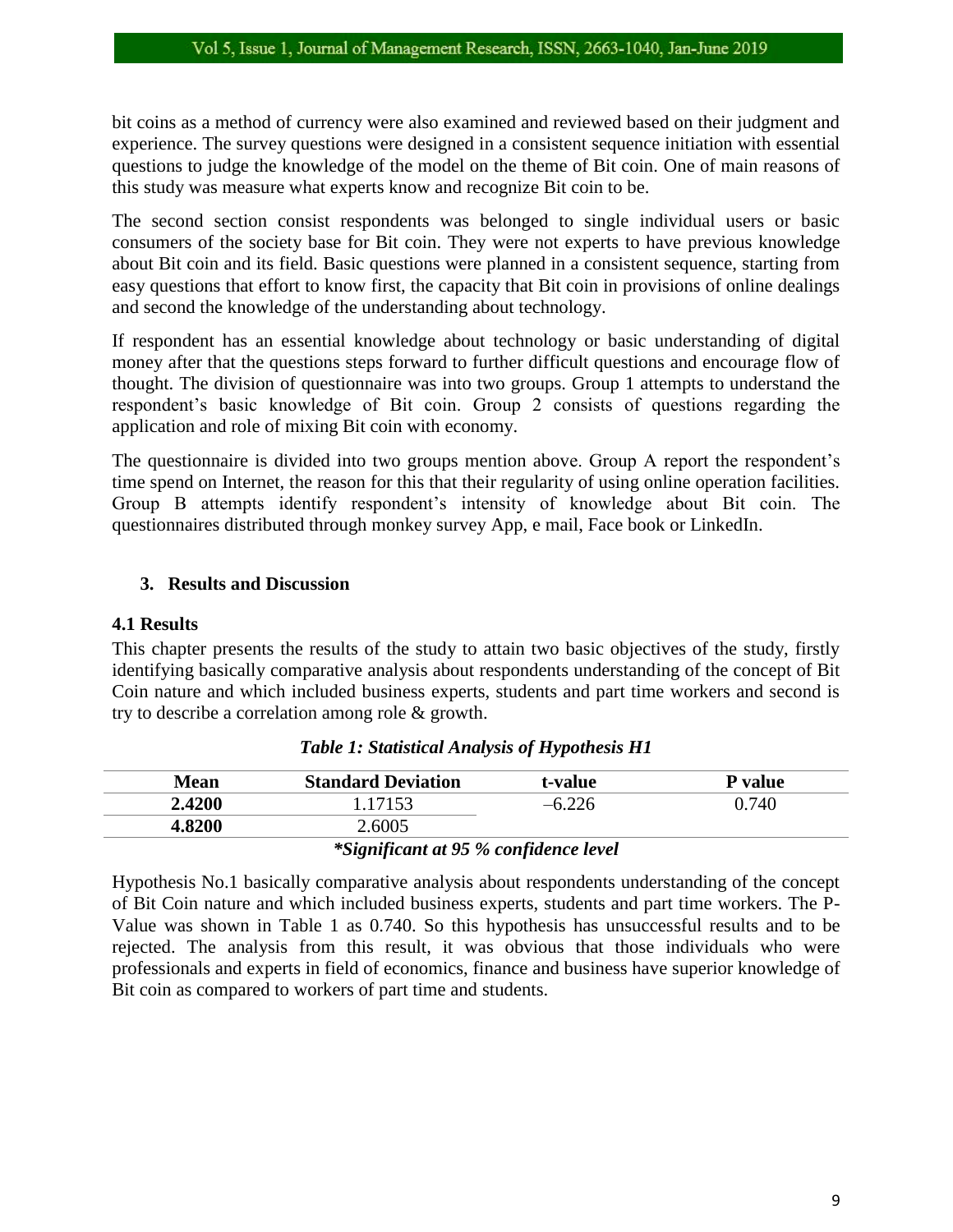bit coins as a method of currency were also examined and reviewed based on their judgment and experience. The survey questions were designed in a consistent sequence initiation with essential questions to judge the knowledge of the model on the theme of Bit coin. One of main reasons of this study was measure what experts know and recognize Bit coin to be.

The second section consist respondents was belonged to single individual users or basic consumers of the society base for Bit coin. They were not experts to have previous knowledge about Bit coin and its field. Basic questions were planned in a consistent sequence, starting from easy questions that effort to know first, the capacity that Bit coin in provisions of online dealings and second the knowledge of the understanding about technology.

If respondent has an essential knowledge about technology or basic understanding of digital money after that the questions steps forward to further difficult questions and encourage flow of thought. The division of questionnaire was into two groups. Group 1 attempts to understand the respondent's basic knowledge of Bit coin. Group 2 consists of questions regarding the application and role of mixing Bit coin with economy.

The questionnaire is divided into two groups mention above. Group A report the respondent's time spend on Internet, the reason for this that their regularity of using online operation facilities. Group B attempts identify respondent's intensity of knowledge about Bit coin. The questionnaires distributed through monkey survey App, e mail, Face book or LinkedIn.

## 3. Results and Discussion

### 4.1 Results

This chapter presents the results of the study to attain two basic objectives of the study, firstly identifying basically comparative analysis about respondents understanding of the concept of Bit Coin nature and which included business experts, students and part time workers and second is try to describe a correlation among role & growth.

***Table 1: Statistical Analysis of Hypothesis H1***

| Mean | Standard Deviation | t-value | P value |
|---|---|---|---|
| **2.4200** | 1.17153 | –6.226 | 0.740 |
| **4.8200** | 2.6005 | | |

****Significant at 95 % confidence level***

Hypothesis No.1 basically comparative analysis about respondents understanding of the concept of Bit Coin nature and which included business experts, students and part time workers. The P-Value was shown in Table 1 as 0.740. So this hypothesis has unsuccessful results and to be rejected. The analysis from this result, it was obvious that those individuals who were professionals and experts in field of economics, finance and business have superior knowledge of Bit coin as compared to workers of part time and students.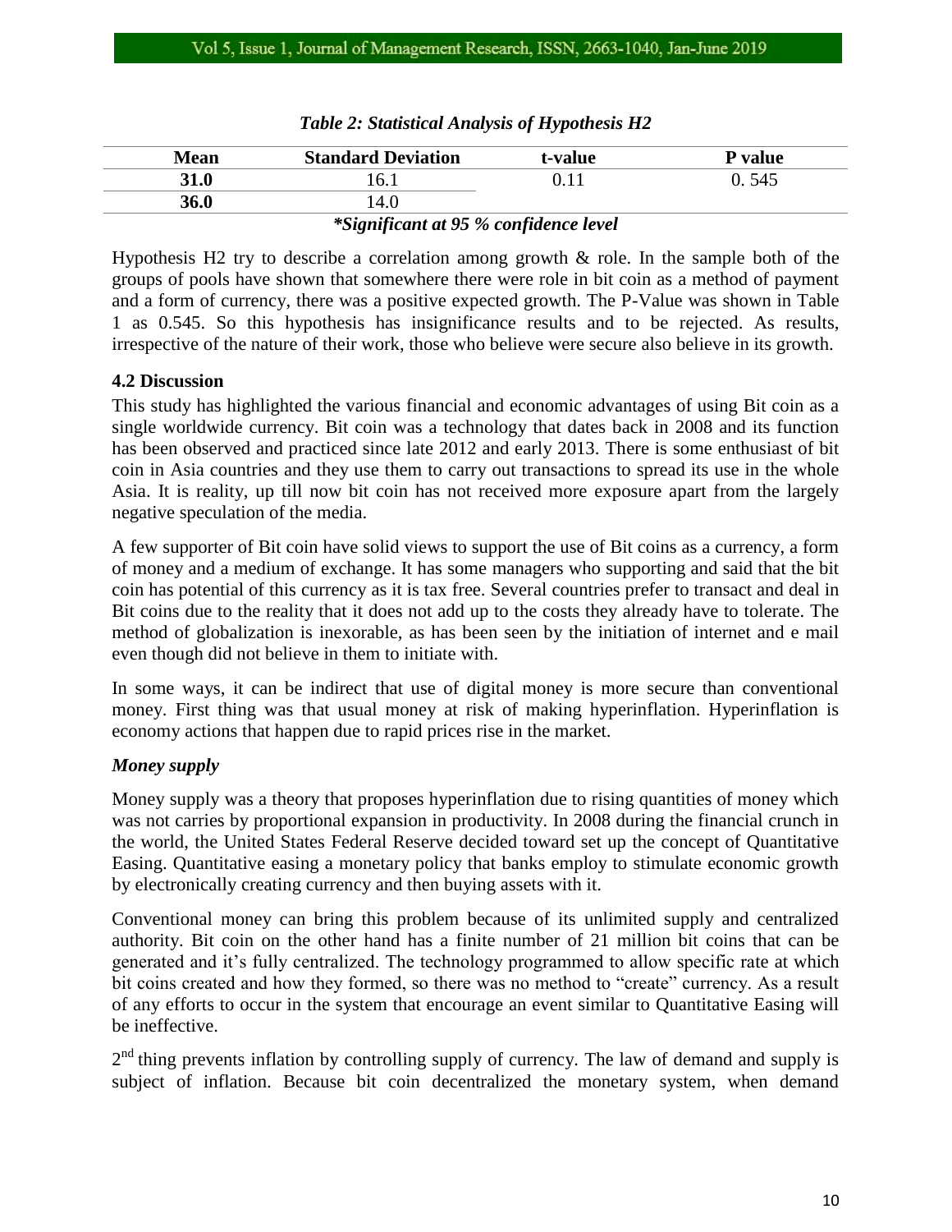*Table 2: Statistical Analysis of Hypothesis H2*

| Mean | Standard Deviation | t-value | P value |
|---|---|---|---|
| **31.0** | 16.1 | 0.11 | 0. 545 |
| **36.0** | 14.0 | | |

****Significant at 95 % confidence level***

Hypothesis H2 try to describe a correlation among growth & role. In the sample both of the groups of pools have shown that somewhere there were role in bit coin as a method of payment and a form of currency, there was a positive expected growth. The P-Value was shown in Table 1 as 0.545. So this hypothesis has insignificance results and to be rejected. As results, irrespective of the nature of their work, those who believe were secure also believe in its growth.

### 4.2 Discussion

This study has highlighted the various financial and economic advantages of using Bit coin as a single worldwide currency. Bit coin was a technology that dates back in 2008 and its function has been observed and practiced since late 2012 and early 2013. There is some enthusiast of bit coin in Asia countries and they use them to carry out transactions to spread its use in the whole Asia. It is reality, up till now bit coin has not received more exposure apart from the largely negative speculation of the media.

A few supporter of Bit coin have solid views to support the use of Bit coins as a currency, a form of money and a medium of exchange. It has some managers who supporting and said that the bit coin has potential of this currency as it is tax free. Several countries prefer to transact and deal in Bit coins due to the reality that it does not add up to the costs they already have to tolerate. The method of globalization is inexorable, as has been seen by the initiation of internet and e mail even though did not believe in them to initiate with.

In some ways, it can be indirect that use of digital money is more secure than conventional money. First thing was that usual money at risk of making hyperinflation. Hyperinflation is economy actions that happen due to rapid prices rise in the market.

#### *Money supply*

Money supply was a theory that proposes hyperinflation due to rising quantities of money which was not carries by proportional expansion in productivity. In 2008 during the financial crunch in the world, the United States Federal Reserve decided toward set up the concept of Quantitative Easing. Quantitative easing a monetary policy that banks employ to stimulate economic growth by electronically creating currency and then buying assets with it.

Conventional money can bring this problem because of its unlimited supply and centralized authority. Bit coin on the other hand has a finite number of 21 million bit coins that can be generated and it's fully centralized. The technology programmed to allow specific rate at which bit coins created and how they formed, so there was no method to "create" currency. As a result of any efforts to occur in the system that encourage an event similar to Quantitative Easing will be ineffective.

2nd thing prevents inflation by controlling supply of currency. The law of demand and supply is subject of inflation. Because bit coin decentralized the monetary system, when demand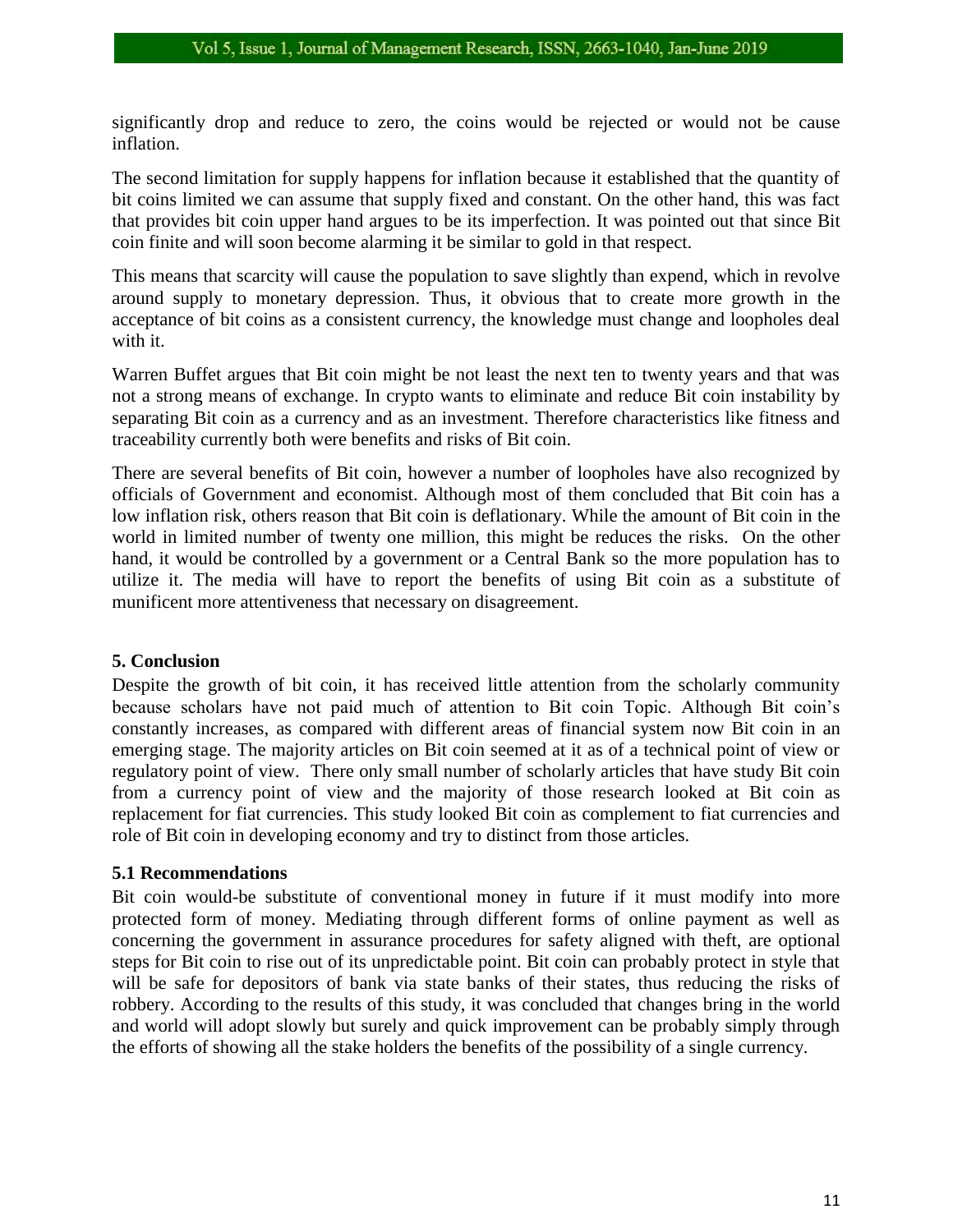significantly drop and reduce to zero, the coins would be rejected or would not be cause inflation.

The second limitation for supply happens for inflation because it established that the quantity of bit coins limited we can assume that supply fixed and constant. On the other hand, this was fact that provides bit coin upper hand argues to be its imperfection. It was pointed out that since Bit coin finite and will soon become alarming it be similar to gold in that respect.

This means that scarcity will cause the population to save slightly than expend, which in revolve around supply to monetary depression. Thus, it obvious that to create more growth in the acceptance of bit coins as a consistent currency, the knowledge must change and loopholes deal with it.

Warren Buffet argues that Bit coin might be not least the next ten to twenty years and that was not a strong means of exchange. In crypto wants to eliminate and reduce Bit coin instability by separating Bit coin as a currency and as an investment. Therefore characteristics like fitness and traceability currently both were benefits and risks of Bit coin.

There are several benefits of Bit coin, however a number of loopholes have also recognized by officials of Government and economist. Although most of them concluded that Bit coin has a low inflation risk, others reason that Bit coin is deflationary. While the amount of Bit coin in the world in limited number of twenty one million, this might be reduces the risks. On the other hand, it would be controlled by a government or a Central Bank so the more population has to utilize it. The media will have to report the benefits of using Bit coin as a substitute of munificent more attentiveness that necessary on disagreement.

## 5. Conclusion

Despite the growth of bit coin, it has received little attention from the scholarly community because scholars have not paid much of attention to Bit coin Topic. Although Bit coin's constantly increases, as compared with different areas of financial system now Bit coin in an emerging stage. The majority articles on Bit coin seemed at it as of a technical point of view or regulatory point of view. There only small number of scholarly articles that have study Bit coin from a currency point of view and the majority of those research looked at Bit coin as replacement for fiat currencies. This study looked Bit coin as complement to fiat currencies and role of Bit coin in developing economy and try to distinct from those articles.

### 5.1 Recommendations

Bit coin would-be substitute of conventional money in future if it must modify into more protected form of money. Mediating through different forms of online payment as well as concerning the government in assurance procedures for safety aligned with theft, are optional steps for Bit coin to rise out of its unpredictable point. Bit coin can probably protect in style that will be safe for depositors of bank via state banks of their states, thus reducing the risks of robbery. According to the results of this study, it was concluded that changes bring in the world and world will adopt slowly but surely and quick improvement can be probably simply through the efforts of showing all the stake holders the benefits of the possibility of a single currency.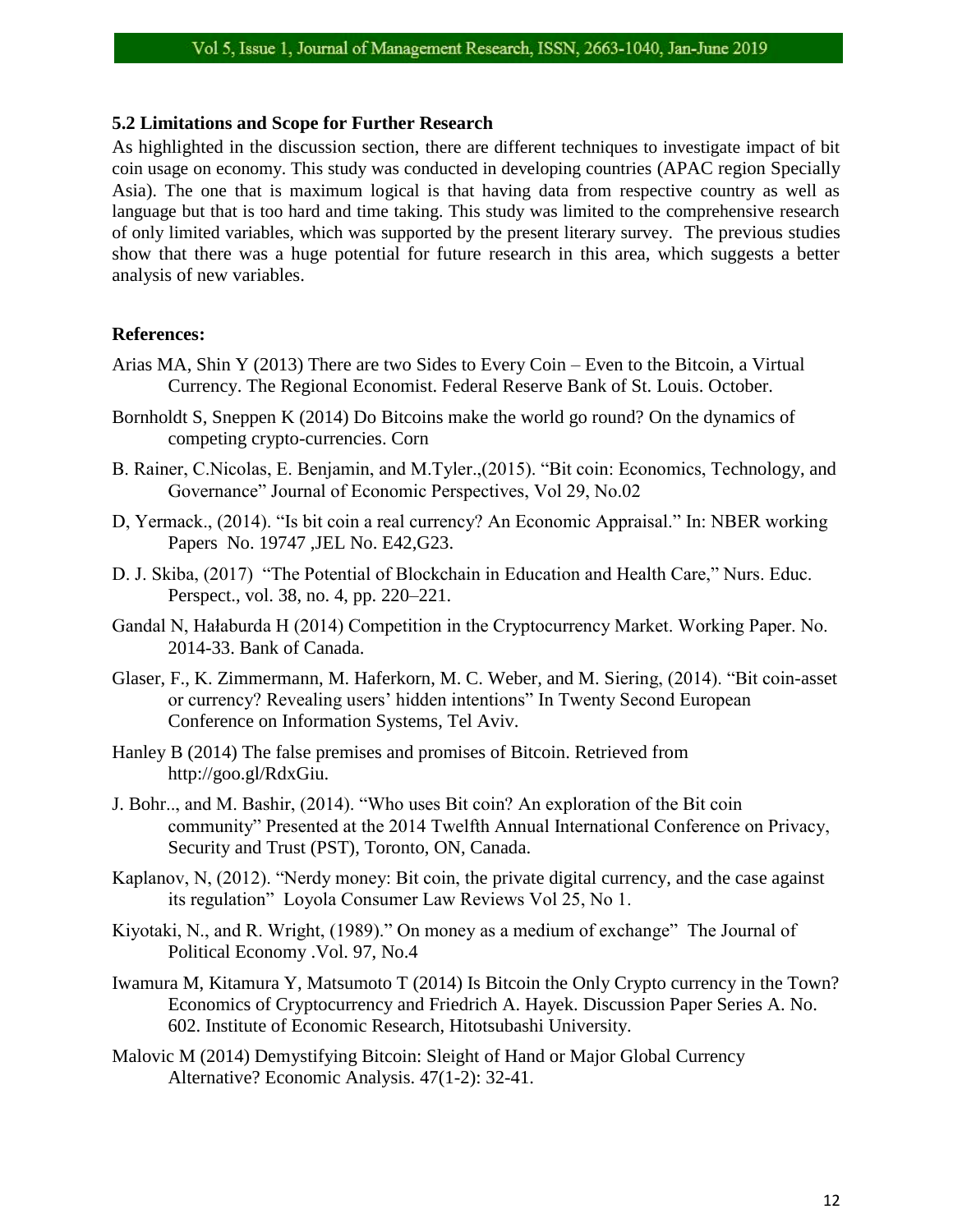### 5.2 Limitations and Scope for Further Research

As highlighted in the discussion section, there are different techniques to investigate impact of bit coin usage on economy. This study was conducted in developing countries (APAC region Specially Asia). The one that is maximum logical is that having data from respective country as well as language but that is too hard and time taking. This study was limited to the comprehensive research of only limited variables, which was supported by the present literary survey. The previous studies show that there was a huge potential for future research in this area, which suggests a better analysis of new variables.

### References:

Arias MA, Shin Y (2013) There are two Sides to Every Coin – Even to the Bitcoin, a Virtual Currency. The Regional Economist. Federal Reserve Bank of St. Louis. October.

Bornholdt S, Sneppen K (2014) Do Bitcoins make the world go round? On the dynamics of competing crypto-currencies. Corn

B. Rainer, C.Nicolas, E. Benjamin, and M.Tyler.,(2015). "Bit coin: Economics, Technology, and Governance" Journal of Economic Perspectives, Vol 29, No.02

D, Yermack., (2014). "Is bit coin a real currency? An Economic Appraisal." In: NBER working Papers No. 19747 ,JEL No. E42,G23.

D. J. Skiba, (2017) "The Potential of Blockchain in Education and Health Care," Nurs. Educ. Perspect., vol. 38, no. 4, pp. 220–221.

Gandal N, Hałaburda H (2014) Competition in the Cryptocurrency Market. Working Paper. No. 2014-33. Bank of Canada.

Glaser, F., K. Zimmermann, M. Haferkorn, M. C. Weber, and M. Siering, (2014). "Bit coin-asset or currency? Revealing users' hidden intentions" In Twenty Second European Conference on Information Systems, Tel Aviv.

Hanley B (2014) The false premises and promises of Bitcoin. Retrieved from http://goo.gl/RdxGiu.

J. Bohr.., and M. Bashir, (2014). "Who uses Bit coin? An exploration of the Bit coin community" Presented at the 2014 Twelfth Annual International Conference on Privacy, Security and Trust (PST), Toronto, ON, Canada.

Kaplanov, N, (2012). "Nerdy money: Bit coin, the private digital currency, and the case against its regulation" Loyola Consumer Law Reviews Vol 25, No 1.

Kiyotaki, N., and R. Wright, (1989)." On money as a medium of exchange" The Journal of Political Economy .Vol. 97, No.4

Iwamura M, Kitamura Y, Matsumoto T (2014) Is Bitcoin the Only Crypto currency in the Town? Economics of Cryptocurrency and Friedrich A. Hayek. Discussion Paper Series A. No. 602. Institute of Economic Research, Hitotsubashi University.

Malovic M (2014) Demystifying Bitcoin: Sleight of Hand or Major Global Currency Alternative? Economic Analysis. 47(1-2): 32-41.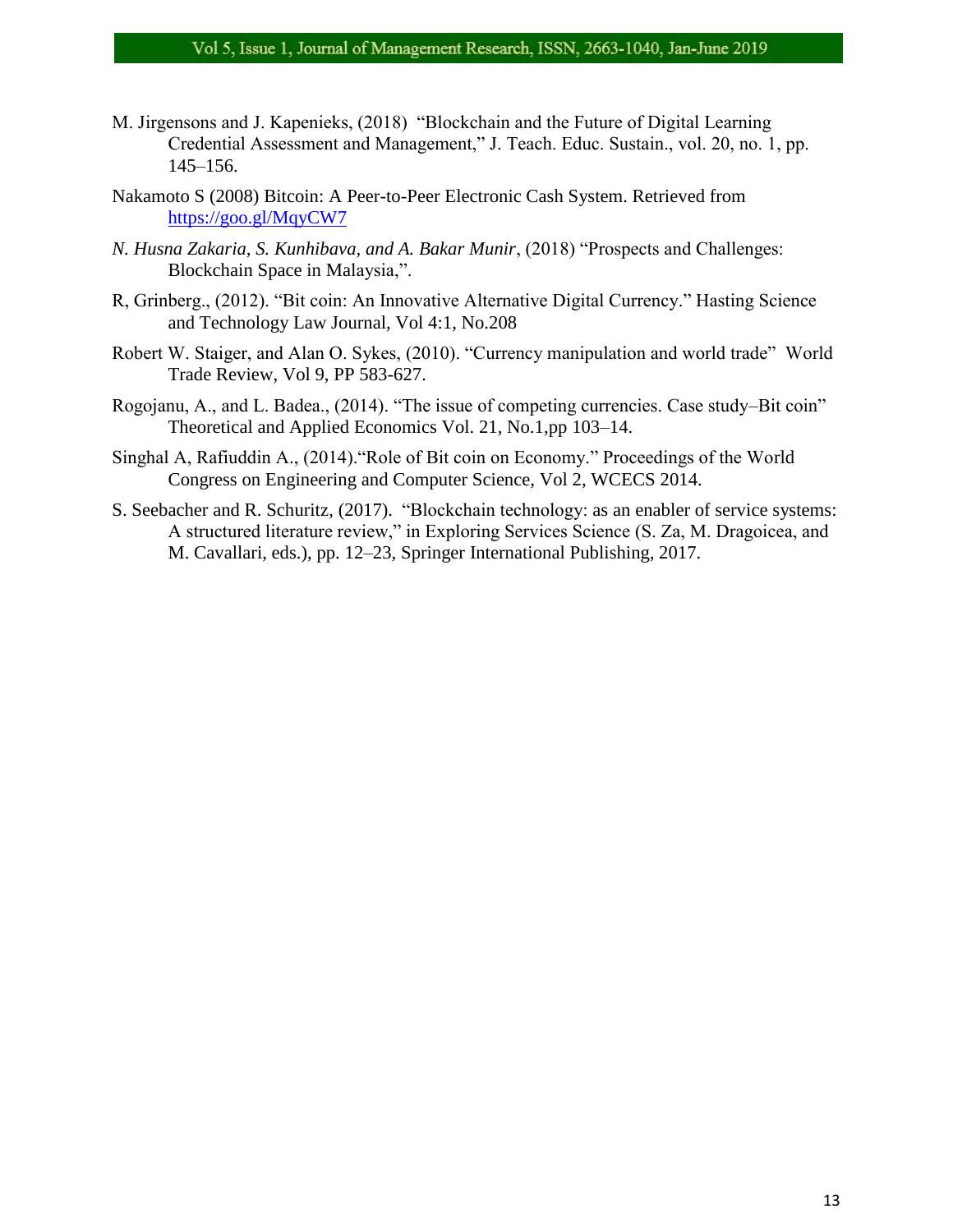M. Jirgensons and J. Kapenieks, (2018) "Blockchain and the Future of Digital Learning Credential Assessment and Management," J. Teach. Educ. Sustain., vol. 20, no. 1, pp. 145–156.

Nakamoto S (2008) Bitcoin: A Peer-to-Peer Electronic Cash System. Retrieved from https://goo.gl/MqyCW7

*N. Husna Zakaria, S. Kunhibava, and A. Bakar Munir*, (2018) "Prospects and Challenges: Blockchain Space in Malaysia,".

R, Grinberg., (2012). "Bit coin: An Innovative Alternative Digital Currency." Hasting Science and Technology Law Journal, Vol 4:1, No.208

Robert W. Staiger, and Alan O. Sykes, (2010). "Currency manipulation and world trade" World Trade Review, Vol 9, PP 583-627.

Rogojanu, A., and L. Badea., (2014). "The issue of competing currencies. Case study–Bit coin" Theoretical and Applied Economics Vol. 21, No.1,pp 103–14.

Singhal A, Rafiuddin A., (2014)."Role of Bit coin on Economy." Proceedings of the World Congress on Engineering and Computer Science, Vol 2, WCECS 2014.

S. Seebacher and R. Schuritz, (2017). "Blockchain technology: as an enabler of service systems: A structured literature review," in Exploring Services Science (S. Za, M. Dragoicea, and M. Cavallari, eds.), pp. 12–23, Springer International Publishing, 2017.